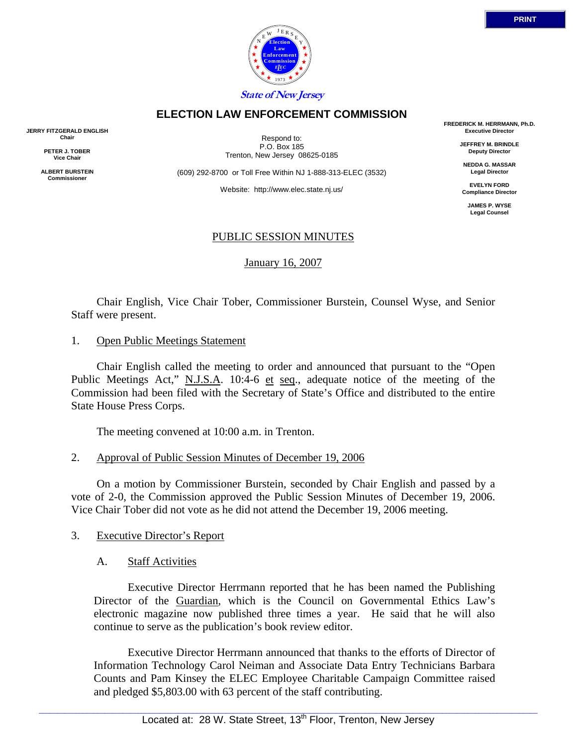State of New Jersey

# ELECTION LAW ENFORCEMENT COMMISSION

**JERRY FITZGERALD ENGLISH**
**Chair**

**PETER J. TOBER**
**Vice Chair**

**ALBERT BURSTEIN**
**Commissioner**

Respond to:
P.O. Box 185
Trenton, New Jersey 08625-0185

(609) 292-8700 or Toll Free Within NJ 1-888-313-ELEC (3532)

Website: http://www.elec.state.nj.us/

**FREDERICK M. HERRMANN, Ph.D.**
**Executive Director**

**JEFFREY M. BRINDLE**
**Deputy Director**

**NEDDA G. MASSAR**
**Legal Director**

**EVELYN FORD**
**Compliance Director**

**JAMES P. WYSE**
**Legal Counsel**

## PUBLIC SESSION MINUTES

January 16, 2007

Chair English, Vice Chair Tober, Commissioner Burstein, Counsel Wyse, and Senior Staff were present.

1. Open Public Meetings Statement

Chair English called the meeting to order and announced that pursuant to the "Open Public Meetings Act," N.J.S.A. 10:4-6 et seq., adequate notice of the meeting of the Commission had been filed with the Secretary of State's Office and distributed to the entire State House Press Corps.

The meeting convened at 10:00 a.m. in Trenton.

2. Approval of Public Session Minutes of December 19, 2006

On a motion by Commissioner Burstein, seconded by Chair English and passed by a vote of 2-0, the Commission approved the Public Session Minutes of December 19, 2006. Vice Chair Tober did not vote as he did not attend the December 19, 2006 meeting.

3. Executive Director's Report

A. Staff Activities

Executive Director Herrmann reported that he has been named the Publishing Director of the Guardian, which is the Council on Governmental Ethics Law's electronic magazine now published three times a year. He said that he will also continue to serve as the publication's book review editor.

Executive Director Herrmann announced that thanks to the efforts of Director of Information Technology Carol Neiman and Associate Data Entry Technicians Barbara Counts and Pam Kinsey the ELEC Employee Charitable Campaign Committee raised and pledged $5,803.00 with 63 percent of the staff contributing.

Located at: 28 W. State Street, 13th Floor, Trenton, New Jersey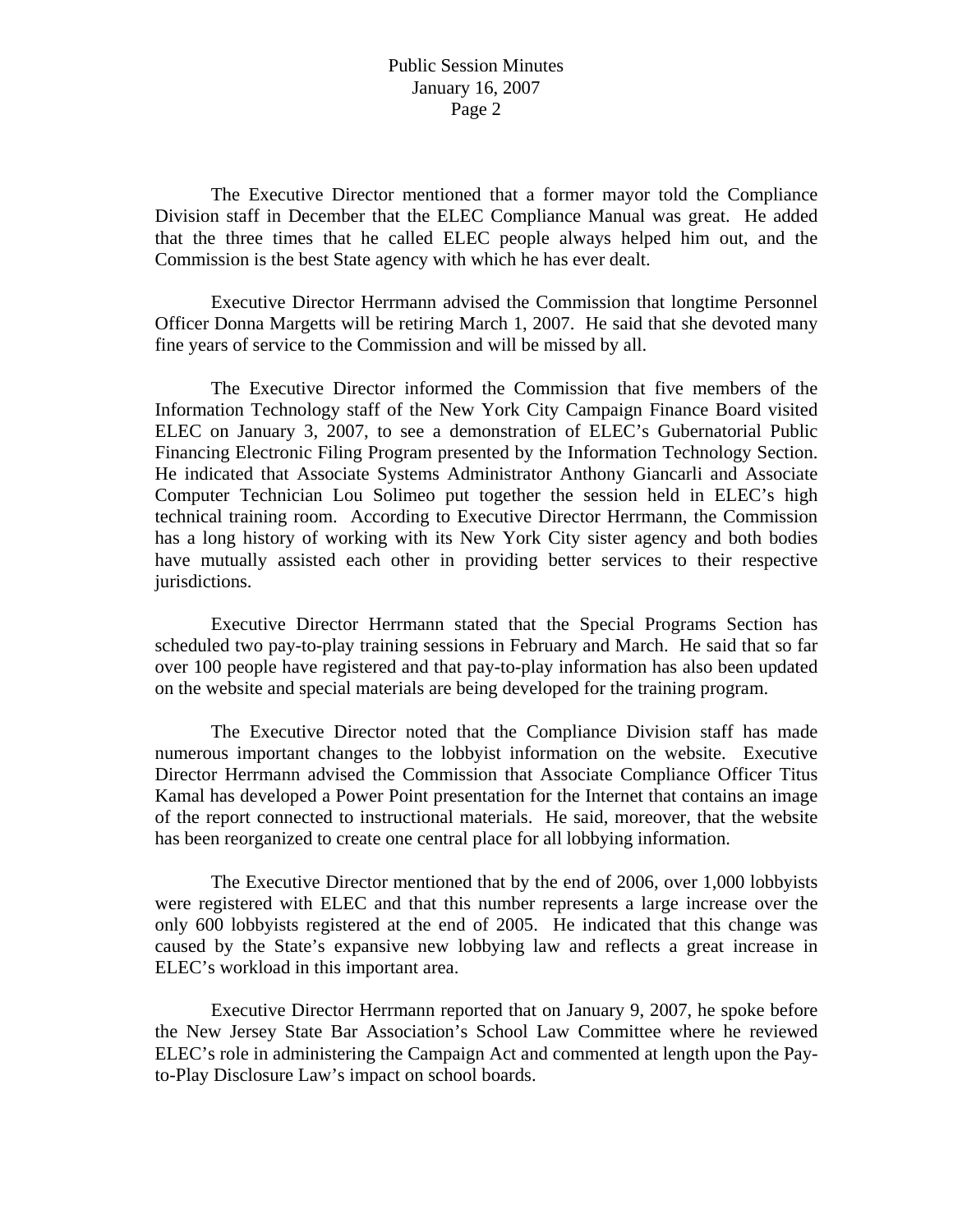The Executive Director mentioned that a former mayor told the Compliance Division staff in December that the ELEC Compliance Manual was great. He added that the three times that he called ELEC people always helped him out, and the Commission is the best State agency with which he has ever dealt.

Executive Director Herrmann advised the Commission that longtime Personnel Officer Donna Margetts will be retiring March 1, 2007. He said that she devoted many fine years of service to the Commission and will be missed by all.

The Executive Director informed the Commission that five members of the Information Technology staff of the New York City Campaign Finance Board visited ELEC on January 3, 2007, to see a demonstration of ELEC's Gubernatorial Public Financing Electronic Filing Program presented by the Information Technology Section. He indicated that Associate Systems Administrator Anthony Giancarli and Associate Computer Technician Lou Solimeo put together the session held in ELEC's high technical training room. According to Executive Director Herrmann, the Commission has a long history of working with its New York City sister agency and both bodies have mutually assisted each other in providing better services to their respective jurisdictions.

Executive Director Herrmann stated that the Special Programs Section has scheduled two pay-to-play training sessions in February and March. He said that so far over 100 people have registered and that pay-to-play information has also been updated on the website and special materials are being developed for the training program.

The Executive Director noted that the Compliance Division staff has made numerous important changes to the lobbyist information on the website. Executive Director Herrmann advised the Commission that Associate Compliance Officer Titus Kamal has developed a Power Point presentation for the Internet that contains an image of the report connected to instructional materials. He said, moreover, that the website has been reorganized to create one central place for all lobbying information.

The Executive Director mentioned that by the end of 2006, over 1,000 lobbyists were registered with ELEC and that this number represents a large increase over the only 600 lobbyists registered at the end of 2005. He indicated that this change was caused by the State's expansive new lobbying law and reflects a great increase in ELEC's workload in this important area.

Executive Director Herrmann reported that on January 9, 2007, he spoke before the New Jersey State Bar Association's School Law Committee where he reviewed ELEC's role in administering the Campaign Act and commented at length upon the Pay-to-Play Disclosure Law's impact on school boards.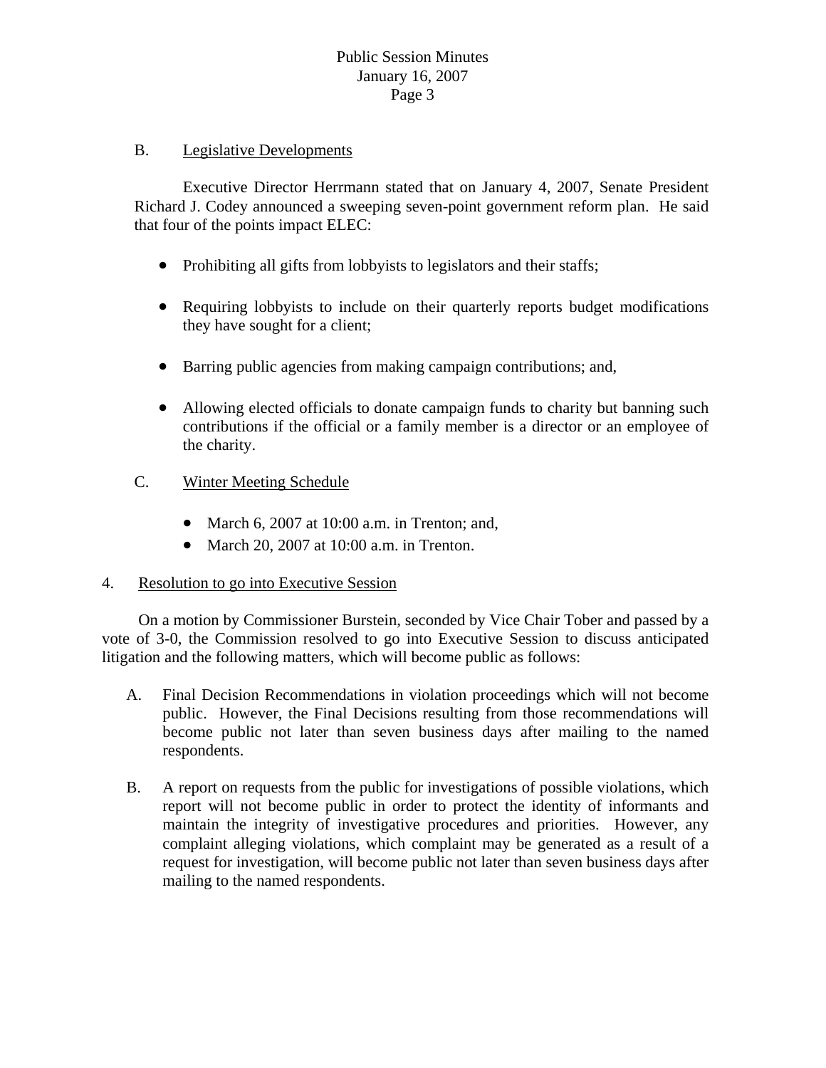B. Legislative Developments

Executive Director Herrmann stated that on January 4, 2007, Senate President Richard J. Codey announced a sweeping seven-point government reform plan. He said that four of the points impact ELEC:

- Prohibiting all gifts from lobbyists to legislators and their staffs;
- Requiring lobbyists to include on their quarterly reports budget modifications they have sought for a client;
- Barring public agencies from making campaign contributions; and,
- Allowing elected officials to donate campaign funds to charity but banning such contributions if the official or a family member is a director or an employee of the charity.

C. Winter Meeting Schedule

- March 6, 2007 at 10:00 a.m. in Trenton; and,
- March 20, 2007 at 10:00 a.m. in Trenton.

4. Resolution to go into Executive Session

On a motion by Commissioner Burstein, seconded by Vice Chair Tober and passed by a vote of 3-0, the Commission resolved to go into Executive Session to discuss anticipated litigation and the following matters, which will become public as follows:

A. Final Decision Recommendations in violation proceedings which will not become public. However, the Final Decisions resulting from those recommendations will become public not later than seven business days after mailing to the named respondents.

B. A report on requests from the public for investigations of possible violations, which report will not become public in order to protect the identity of informants and maintain the integrity of investigative procedures and priorities. However, any complaint alleging violations, which complaint may be generated as a result of a request for investigation, will become public not later than seven business days after mailing to the named respondents.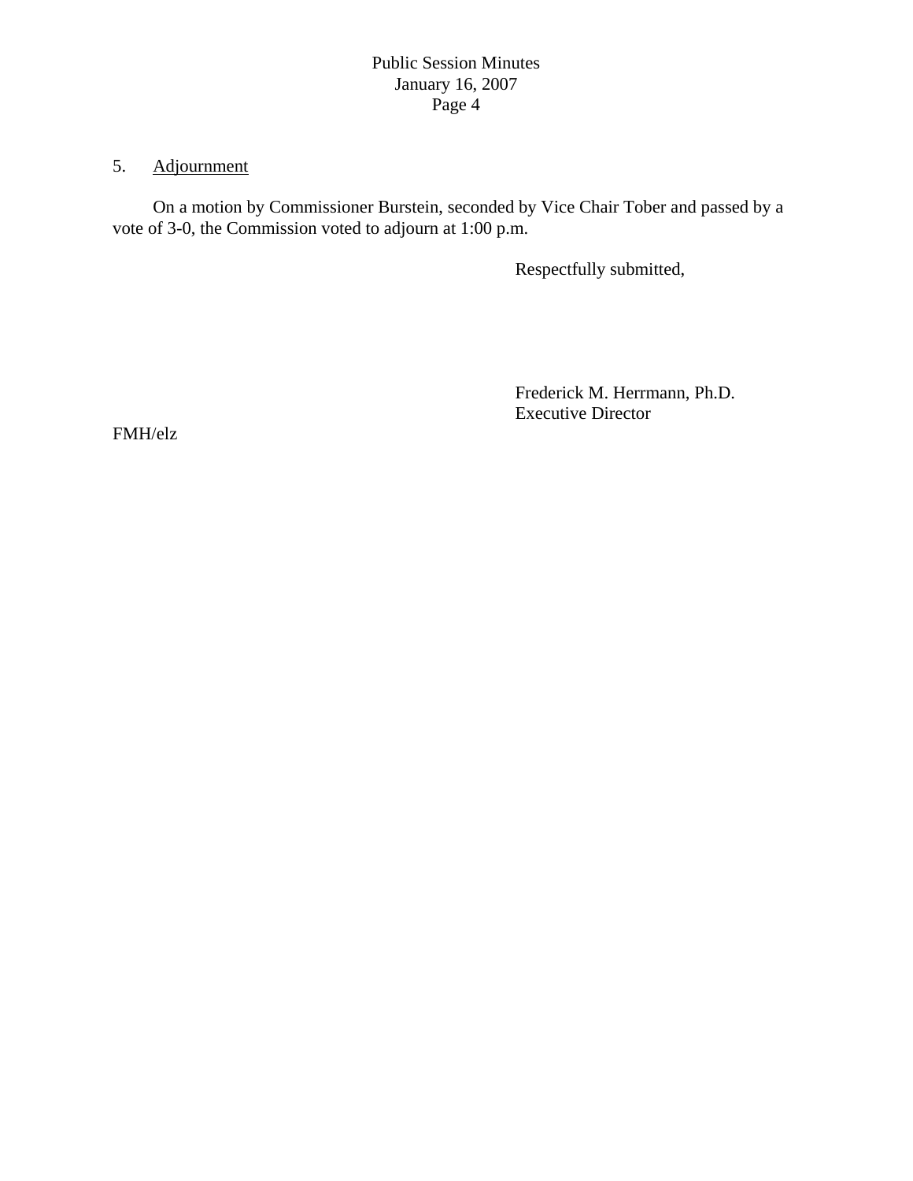5. Adjournment

On a motion by Commissioner Burstein, seconded by Vice Chair Tober and passed by a vote of 3-0, the Commission voted to adjourn at 1:00 p.m.

Respectfully submitted,

Frederick M. Herrmann, Ph.D.
Executive Director

FMH/elz